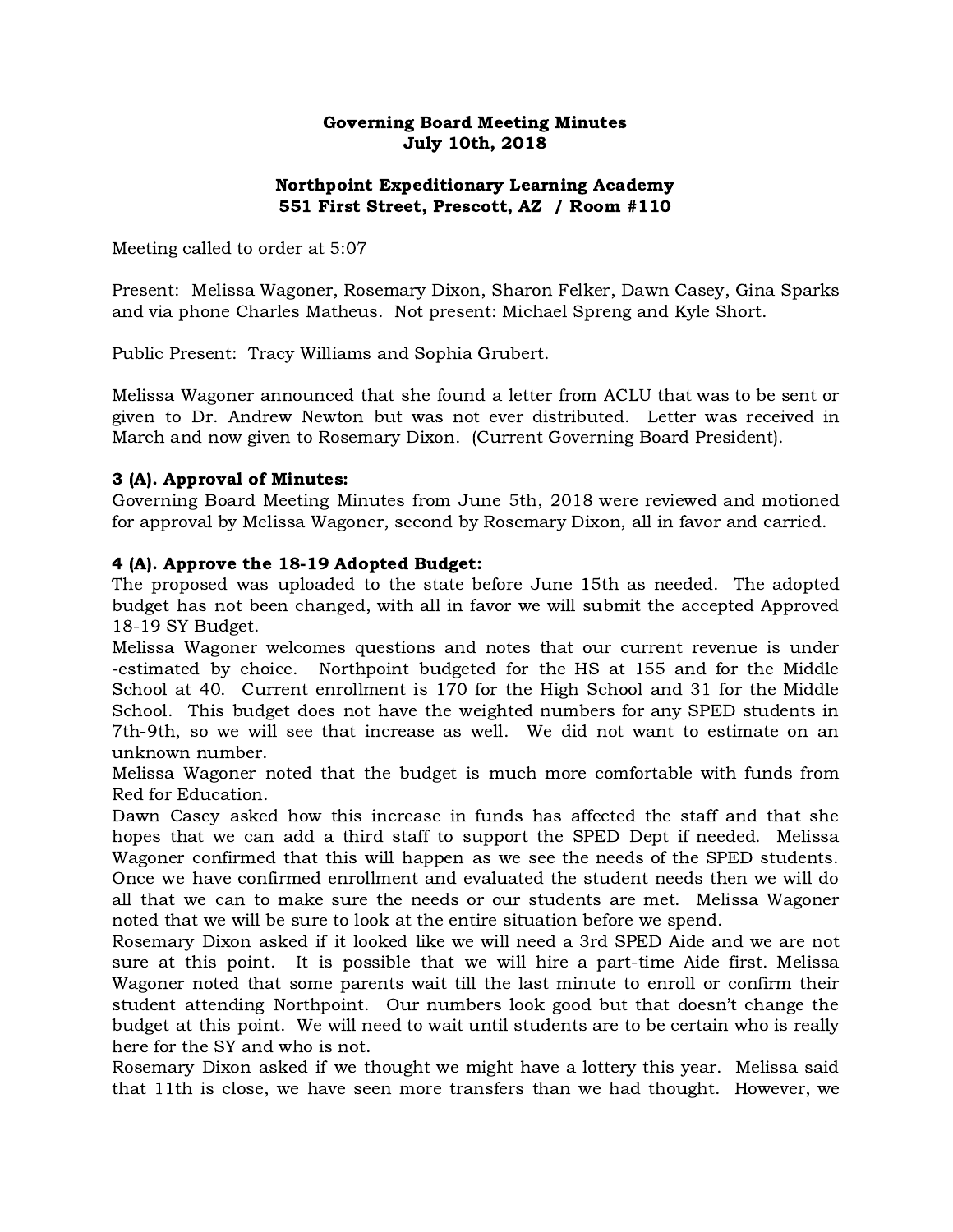# Governing Board Meeting Minutes
## July 10th, 2018

## Northpoint Expeditionary Learning Academy
## 551 First Street, Prescott, AZ / Room #110

Meeting called to order at 5:07

Present: Melissa Wagoner, Rosemary Dixon, Sharon Felker, Dawn Casey, Gina Sparks and via phone Charles Matheus. Not present: Michael Spreng and Kyle Short.

Public Present: Tracy Williams and Sophia Grubert.

Melissa Wagoner announced that she found a letter from ACLU that was to be sent or given to Dr. Andrew Newton but was not ever distributed. Letter was received in March and now given to Rosemary Dixon. (Current Governing Board President).

**3 (A). Approval of Minutes:**
Governing Board Meeting Minutes from June 5th, 2018 were reviewed and motioned for approval by Melissa Wagoner, second by Rosemary Dixon, all in favor and carried.

**4 (A). Approve the 18-19 Adopted Budget:**
The proposed was uploaded to the state before June 15th as needed. The adopted budget has not been changed, with all in favor we will submit the accepted Approved 18-19 SY Budget.
Melissa Wagoner welcomes questions and notes that our current revenue is under -estimated by choice. Northpoint budgeted for the HS at 155 and for the Middle School at 40. Current enrollment is 170 for the High School and 31 for the Middle School. This budget does not have the weighted numbers for any SPED students in 7th-9th, so we will see that increase as well. We did not want to estimate on an unknown number.
Melissa Wagoner noted that the budget is much more comfortable with funds from Red for Education.
Dawn Casey asked how this increase in funds has affected the staff and that she hopes that we can add a third staff to support the SPED Dept if needed. Melissa Wagoner confirmed that this will happen as we see the needs of the SPED students. Once we have confirmed enrollment and evaluated the student needs then we will do all that we can to make sure the needs or our students are met. Melissa Wagoner noted that we will be sure to look at the entire situation before we spend.
Rosemary Dixon asked if it looked like we will need a 3rd SPED Aide and we are not sure at this point. It is possible that we will hire a part-time Aide first. Melissa Wagoner noted that some parents wait till the last minute to enroll or confirm their student attending Northpoint. Our numbers look good but that doesn't change the budget at this point. We will need to wait until students are to be certain who is really here for the SY and who is not.
Rosemary Dixon asked if we thought we might have a lottery this year. Melissa said that 11th is close, we have seen more transfers than we had thought. However, we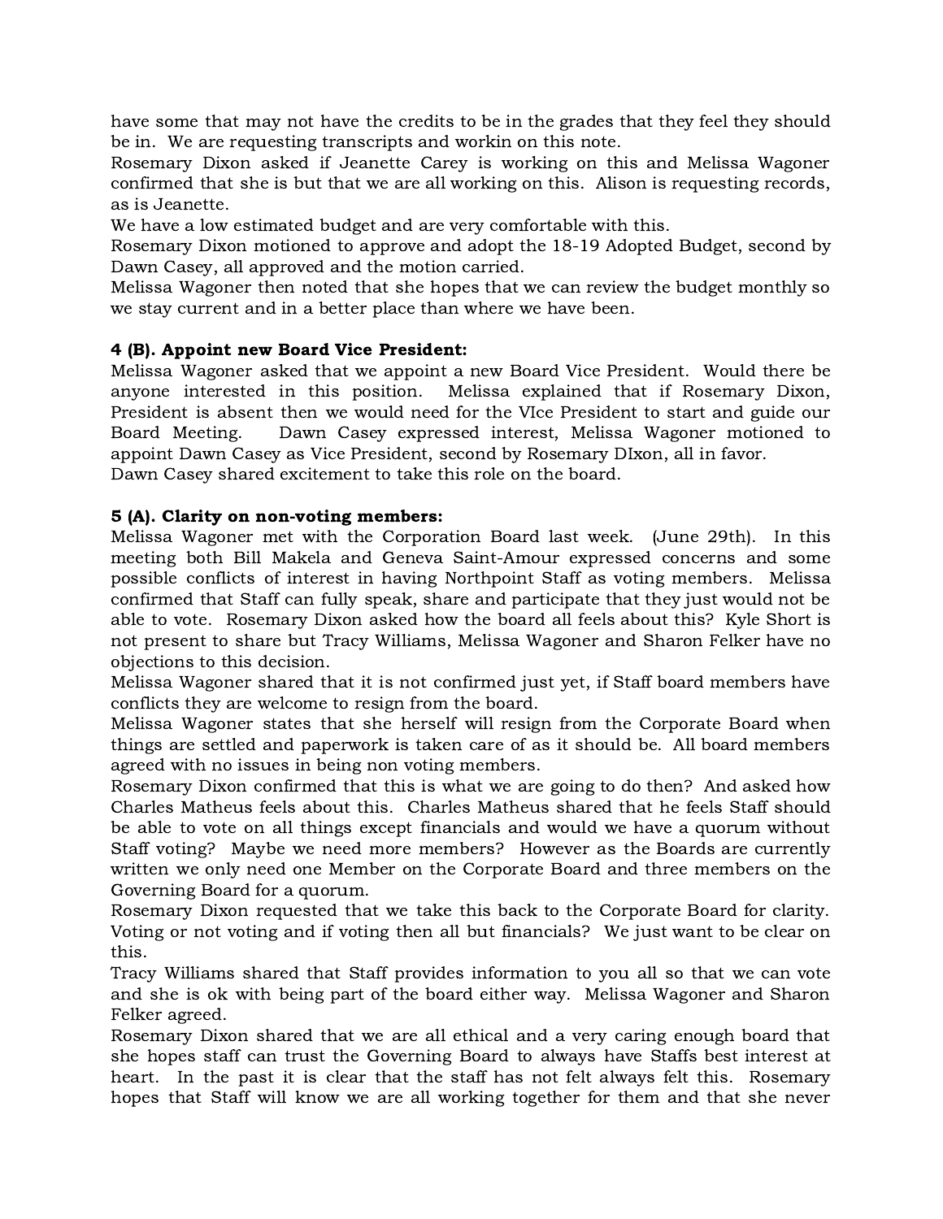have some that may not have the credits to be in the grades that they feel they should be in. We are requesting transcripts and workin on this note.
Rosemary Dixon asked if Jeanette Carey is working on this and Melissa Wagoner confirmed that she is but that we are all working on this. Alison is requesting records, as is Jeanette.
We have a low estimated budget and are very comfortable with this.
Rosemary Dixon motioned to approve and adopt the 18-19 Adopted Budget, second by Dawn Casey, all approved and the motion carried.
Melissa Wagoner then noted that she hopes that we can review the budget monthly so we stay current and in a better place than where we have been.

**4 (B). Appoint new Board Vice President:**
Melissa Wagoner asked that we appoint a new Board Vice President. Would there be anyone interested in this position. Melissa explained that if Rosemary Dixon, President is absent then we would need for the VIce President to start and guide our Board Meeting. Dawn Casey expressed interest, Melissa Wagoner motioned to appoint Dawn Casey as Vice President, second by Rosemary DIxon, all in favor.
Dawn Casey shared excitement to take this role on the board.

**5 (A). Clarity on non-voting members:**
Melissa Wagoner met with the Corporation Board last week. (June 29th). In this meeting both Bill Makela and Geneva Saint-Amour expressed concerns and some possible conflicts of interest in having Northpoint Staff as voting members. Melissa confirmed that Staff can fully speak, share and participate that they just would not be able to vote. Rosemary Dixon asked how the board all feels about this? Kyle Short is not present to share but Tracy Williams, Melissa Wagoner and Sharon Felker have no objections to this decision.
Melissa Wagoner shared that it is not confirmed just yet, if Staff board members have conflicts they are welcome to resign from the board.
Melissa Wagoner states that she herself will resign from the Corporate Board when things are settled and paperwork is taken care of as it should be. All board members agreed with no issues in being non voting members.
Rosemary Dixon confirmed that this is what we are going to do then? And asked how Charles Matheus feels about this. Charles Matheus shared that he feels Staff should be able to vote on all things except financials and would we have a quorum without Staff voting? Maybe we need more members? However as the Boards are currently written we only need one Member on the Corporate Board and three members on the Governing Board for a quorum.
Rosemary Dixon requested that we take this back to the Corporate Board for clarity. Voting or not voting and if voting then all but financials? We just want to be clear on this.
Tracy Williams shared that Staff provides information to you all so that we can vote and she is ok with being part of the board either way. Melissa Wagoner and Sharon Felker agreed.
Rosemary Dixon shared that we are all ethical and a very caring enough board that she hopes staff can trust the Governing Board to always have Staffs best interest at heart. In the past it is clear that the staff has not felt always felt this. Rosemary hopes that Staff will know we are all working together for them and that she never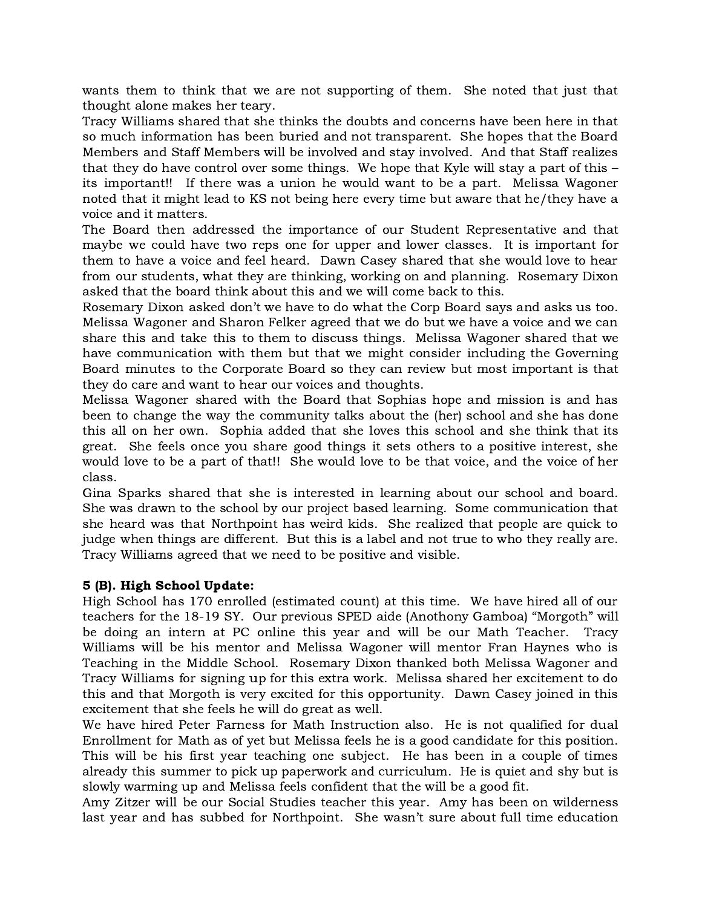wants them to think that we are not supporting of them. She noted that just that thought alone makes her teary.

Tracy Williams shared that she thinks the doubts and concerns have been here in that so much information has been buried and not transparent. She hopes that the Board Members and Staff Members will be involved and stay involved. And that Staff realizes that they do have control over some things. We hope that Kyle will stay a part of this – its important!! If there was a union he would want to be a part. Melissa Wagoner noted that it might lead to KS not being here every time but aware that he/they have a voice and it matters.

The Board then addressed the importance of our Student Representative and that maybe we could have two reps one for upper and lower classes. It is important for them to have a voice and feel heard. Dawn Casey shared that she would love to hear from our students, what they are thinking, working on and planning. Rosemary Dixon asked that the board think about this and we will come back to this.

Rosemary Dixon asked don't we have to do what the Corp Board says and asks us too. Melissa Wagoner and Sharon Felker agreed that we do but we have a voice and we can share this and take this to them to discuss things. Melissa Wagoner shared that we have communication with them but that we might consider including the Governing Board minutes to the Corporate Board so they can review but most important is that they do care and want to hear our voices and thoughts.

Melissa Wagoner shared with the Board that Sophias hope and mission is and has been to change the way the community talks about the (her) school and she has done this all on her own. Sophia added that she loves this school and she think that its great. She feels once you share good things it sets others to a positive interest, she would love to be a part of that!! She would love to be that voice, and the voice of her class.

Gina Sparks shared that she is interested in learning about our school and board. She was drawn to the school by our project based learning. Some communication that she heard was that Northpoint has weird kids. She realized that people are quick to judge when things are different. But this is a label and not true to who they really are. Tracy Williams agreed that we need to be positive and visible.

**5 (B). High School Update:**

High School has 170 enrolled (estimated count) at this time. We have hired all of our teachers for the 18-19 SY. Our previous SPED aide (Anothony Gamboa) "Morgoth" will be doing an intern at PC online this year and will be our Math Teacher. Tracy Williams will be his mentor and Melissa Wagoner will mentor Fran Haynes who is Teaching in the Middle School. Rosemary Dixon thanked both Melissa Wagoner and Tracy Williams for signing up for this extra work. Melissa shared her excitement to do this and that Morgoth is very excited for this opportunity. Dawn Casey joined in this excitement that she feels he will do great as well.

We have hired Peter Farness for Math Instruction also. He is not qualified for dual Enrollment for Math as of yet but Melissa feels he is a good candidate for this position. This will be his first year teaching one subject. He has been in a couple of times already this summer to pick up paperwork and curriculum. He is quiet and shy but is slowly warming up and Melissa feels confident that the will be a good fit.

Amy Zitzer will be our Social Studies teacher this year. Amy has been on wilderness last year and has subbed for Northpoint. She wasn't sure about full time education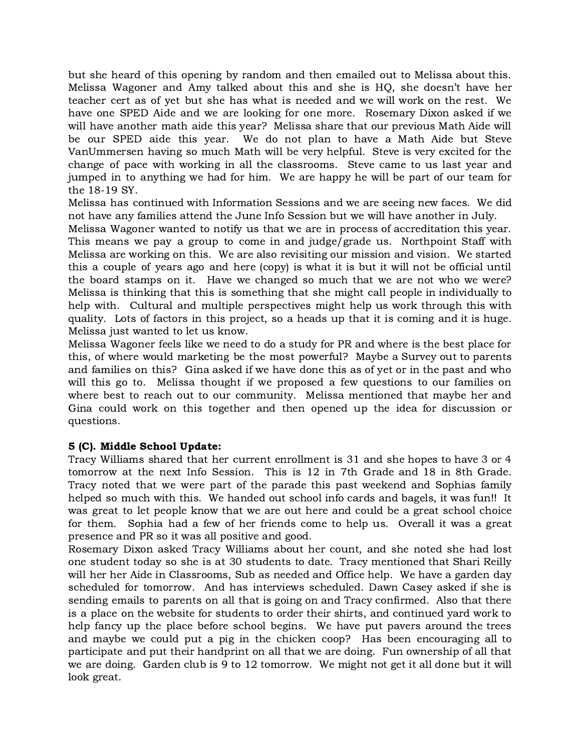but she heard of this opening by random and then emailed out to Melissa about this. Melissa Wagoner and Amy talked about this and she is HQ, she doesn't have her teacher cert as of yet but she has what is needed and we will work on the rest. We have one SPED Aide and we are looking for one more. Rosemary Dixon asked if we will have another math aide this year? Melissa share that our previous Math Aide will be our SPED aide this year. We do not plan to have a Math Aide but Steve VanUmmersen having so much Math will be very helpful. Steve is very excited for the change of pace with working in all the classrooms. Steve came to us last year and jumped in to anything we had for him. We are happy he will be part of our team for the 18-19 SY.

Melissa has continued with Information Sessions and we are seeing new faces. We did not have any families attend the June Info Session but we will have another in July.

Melissa Wagoner wanted to notify us that we are in process of accreditation this year. This means we pay a group to come in and judge/grade us. Northpoint Staff with Melissa are working on this. We are also revisiting our mission and vision. We started this a couple of years ago and here (copy) is what it is but it will not be official until the board stamps on it. Have we changed so much that we are not who we were? Melissa is thinking that this is something that she might call people in individually to help with. Cultural and multiple perspectives might help us work through this with quality. Lots of factors in this project, so a heads up that it is coming and it is huge. Melissa just wanted to let us know.

Melissa Wagoner feels like we need to do a study for PR and where is the best place for this, of where would marketing be the most powerful? Maybe a Survey out to parents and families on this? Gina asked if we have done this as of yet or in the past and who will this go to. Melissa thought if we proposed a few questions to our families on where best to reach out to our community. Melissa mentioned that maybe her and Gina could work on this together and then opened up the idea for discussion or questions.

**5 (C). Middle School Update:**

Tracy Williams shared that her current enrollment is 31 and she hopes to have 3 or 4 tomorrow at the next Info Session. This is 12 in 7th Grade and 18 in 8th Grade. Tracy noted that we were part of the parade this past weekend and Sophias family helped so much with this. We handed out school info cards and bagels, it was fun!! It was great to let people know that we are out here and could be a great school choice for them. Sophia had a few of her friends come to help us. Overall it was a great presence and PR so it was all positive and good.

Rosemary Dixon asked Tracy Williams about her count, and she noted she had lost one student today so she is at 30 students to date. Tracy mentioned that Shari Reilly will her her Aide in Classrooms, Sub as needed and Office help. We have a garden day scheduled for tomorrow. And has interviews scheduled. Dawn Casey asked if she is sending emails to parents on all that is going on and Tracy confirmed. Also that there is a place on the website for students to order their shirts, and continued yard work to help fancy up the place before school begins. We have put pavers around the trees and maybe we could put a pig in the chicken coop? Has been encouraging all to participate and put their handprint on all that we are doing. Fun ownership of all that we are doing. Garden club is 9 to 12 tomorrow. We might not get it all done but it will look great.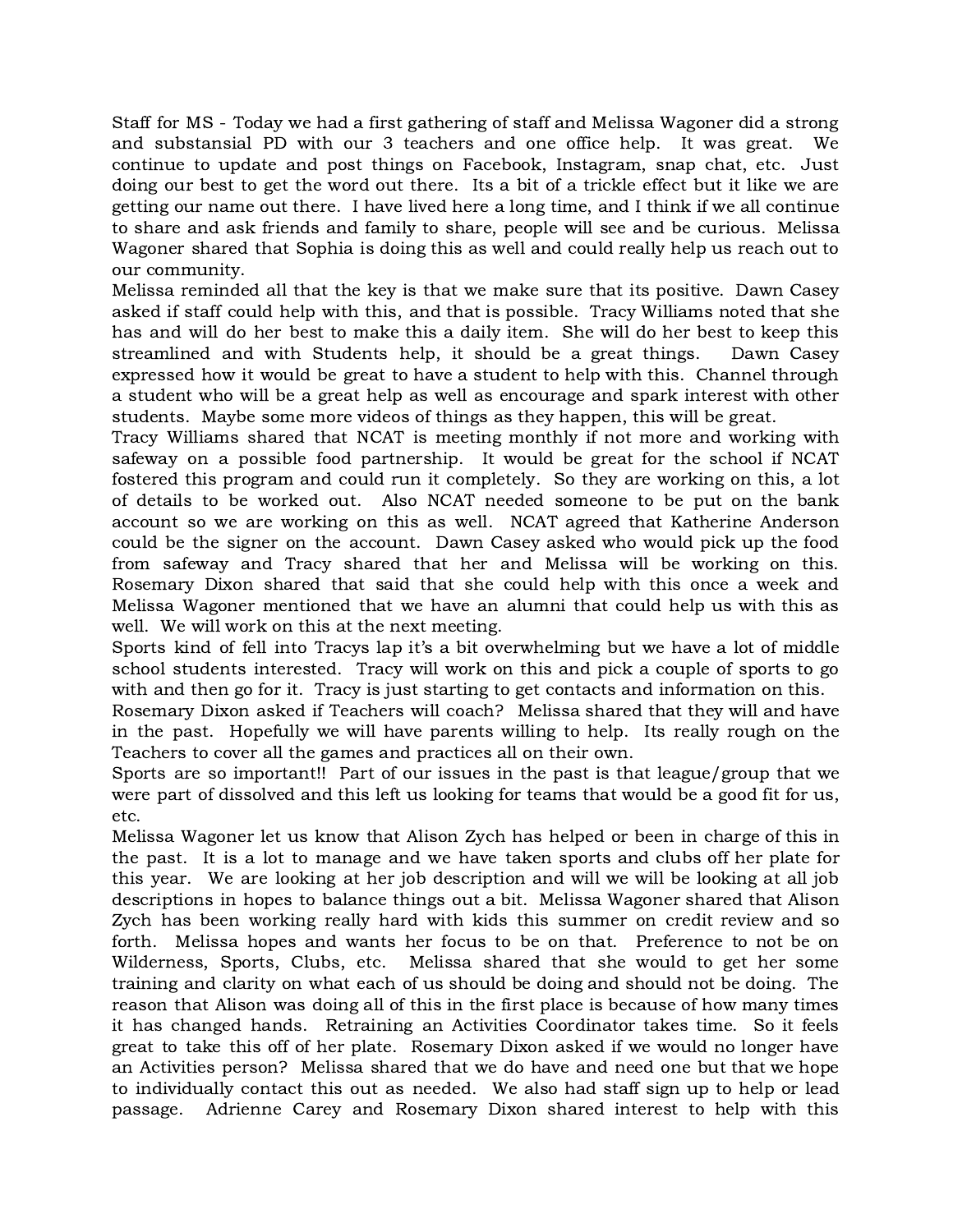Staff for MS - Today we had a first gathering of staff and Melissa Wagoner did a strong and substansial PD with our 3 teachers and one office help. It was great. We continue to update and post things on Facebook, Instagram, snap chat, etc. Just doing our best to get the word out there. Its a bit of a trickle effect but it like we are getting our name out there. I have lived here a long time, and I think if we all continue to share and ask friends and family to share, people will see and be curious. Melissa Wagoner shared that Sophia is doing this as well and could really help us reach out to our community.

Melissa reminded all that the key is that we make sure that its positive. Dawn Casey asked if staff could help with this, and that is possible. Tracy Williams noted that she has and will do her best to make this a daily item. She will do her best to keep this streamlined and with Students help, it should be a great things. Dawn Casey expressed how it would be great to have a student to help with this. Channel through a student who will be a great help as well as encourage and spark interest with other students. Maybe some more videos of things as they happen, this will be great.

Tracy Williams shared that NCAT is meeting monthly if not more and working with safeway on a possible food partnership. It would be great for the school if NCAT fostered this program and could run it completely. So they are working on this, a lot of details to be worked out. Also NCAT needed someone to be put on the bank account so we are working on this as well. NCAT agreed that Katherine Anderson could be the signer on the account. Dawn Casey asked who would pick up the food from safeway and Tracy shared that her and Melissa will be working on this. Rosemary Dixon shared that said that she could help with this once a week and Melissa Wagoner mentioned that we have an alumni that could help us with this as well. We will work on this at the next meeting.

Sports kind of fell into Tracys lap it's a bit overwhelming but we have a lot of middle school students interested. Tracy will work on this and pick a couple of sports to go with and then go for it. Tracy is just starting to get contacts and information on this.

Rosemary Dixon asked if Teachers will coach? Melissa shared that they will and have in the past. Hopefully we will have parents willing to help. Its really rough on the Teachers to cover all the games and practices all on their own.

Sports are so important!! Part of our issues in the past is that league/group that we were part of dissolved and this left us looking for teams that would be a good fit for us, etc.

Melissa Wagoner let us know that Alison Zych has helped or been in charge of this in the past. It is a lot to manage and we have taken sports and clubs off her plate for this year. We are looking at her job description and will we will be looking at all job descriptions in hopes to balance things out a bit. Melissa Wagoner shared that Alison Zych has been working really hard with kids this summer on credit review and so forth. Melissa hopes and wants her focus to be on that. Preference to not be on Wilderness, Sports, Clubs, etc. Melissa shared that she would to get her some training and clarity on what each of us should be doing and should not be doing. The reason that Alison was doing all of this in the first place is because of how many times it has changed hands. Retraining an Activities Coordinator takes time. So it feels great to take this off of her plate. Rosemary Dixon asked if we would no longer have an Activities person? Melissa shared that we do have and need one but that we hope to individually contact this out as needed. We also had staff sign up to help or lead passage. Adrienne Carey and Rosemary Dixon shared interest to help with this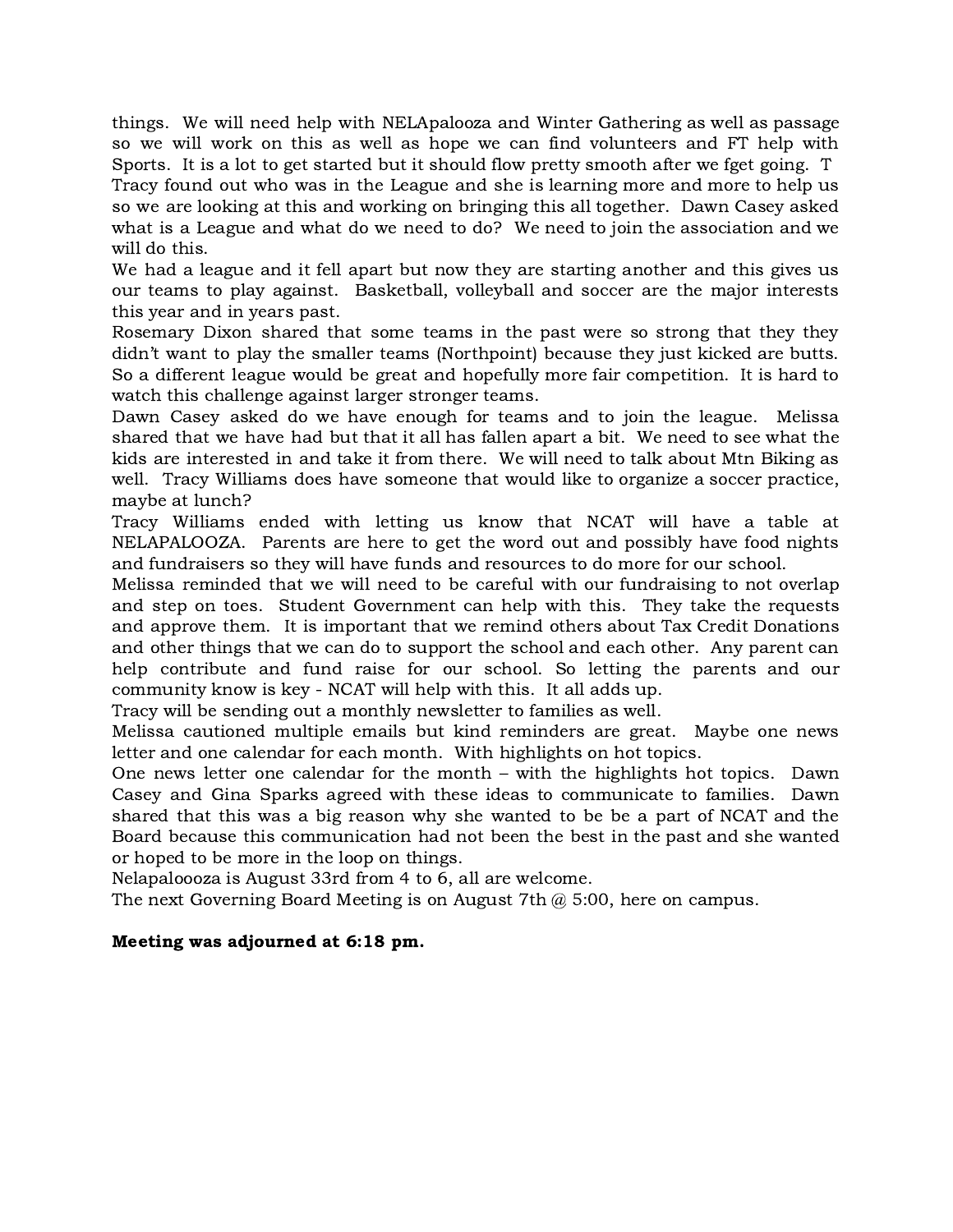things. We will need help with NELApalooza and Winter Gathering as well as passage so we will work on this as well as hope we can find volunteers and FT help with Sports. It is a lot to get started but it should flow pretty smooth after we fget going. T Tracy found out who was in the League and she is learning more and more to help us so we are looking at this and working on bringing this all together. Dawn Casey asked what is a League and what do we need to do? We need to join the association and we will do this.

We had a league and it fell apart but now they are starting another and this gives us our teams to play against. Basketball, volleyball and soccer are the major interests this year and in years past.

Rosemary Dixon shared that some teams in the past were so strong that they they didn't want to play the smaller teams (Northpoint) because they just kicked are butts. So a different league would be great and hopefully more fair competition. It is hard to watch this challenge against larger stronger teams.

Dawn Casey asked do we have enough for teams and to join the league. Melissa shared that we have had but that it all has fallen apart a bit. We need to see what the kids are interested in and take it from there. We will need to talk about Mtn Biking as well. Tracy Williams does have someone that would like to organize a soccer practice, maybe at lunch?

Tracy Williams ended with letting us know that NCAT will have a table at NELAPALOOZA. Parents are here to get the word out and possibly have food nights and fundraisers so they will have funds and resources to do more for our school.

Melissa reminded that we will need to be careful with our fundraising to not overlap and step on toes. Student Government can help with this. They take the requests and approve them. It is important that we remind others about Tax Credit Donations and other things that we can do to support the school and each other. Any parent can help contribute and fund raise for our school. So letting the parents and our community know is key - NCAT will help with this. It all adds up.

Tracy will be sending out a monthly newsletter to families as well.

Melissa cautioned multiple emails but kind reminders are great. Maybe one news letter and one calendar for each month. With highlights on hot topics.

One news letter one calendar for the month – with the highlights hot topics. Dawn Casey and Gina Sparks agreed with these ideas to communicate to families. Dawn shared that this was a big reason why she wanted to be be a part of NCAT and the Board because this communication had not been the best in the past and she wanted or hoped to be more in the loop on things.

Nelapaloooza is August 33rd from 4 to 6, all are welcome.

The next Governing Board Meeting is on August 7th @ 5:00, here on campus.

**Meeting was adjourned at 6:18 pm.**